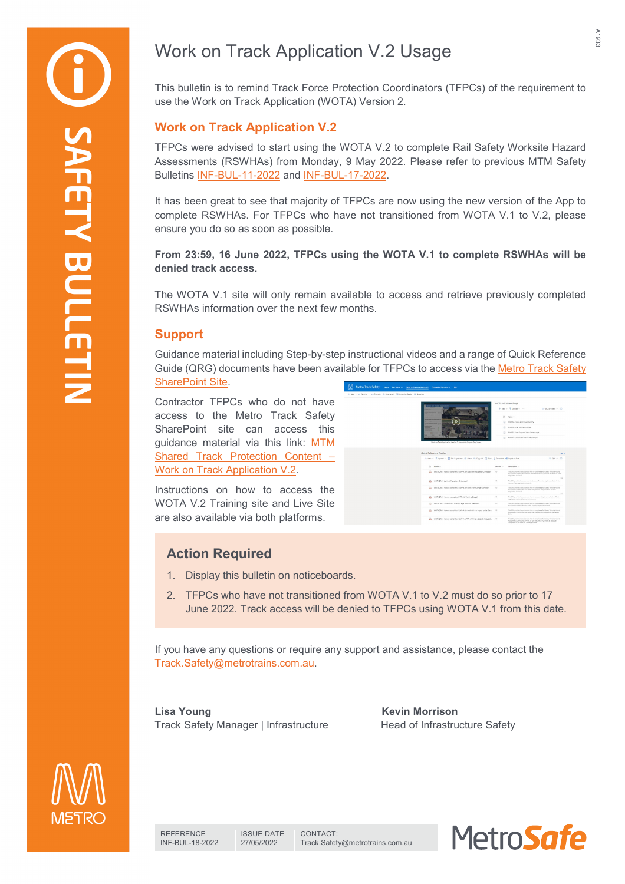# SAFETY BULLETIN

# Work on Track Application V.2 Usage

This bulletin is to remind Track Force Protection Coordinators (TFPCs) of the requirement to use the Work on Track Application (WOTA) Version 2.

## Work on Track Application V.2

TFPCs were advised to start using the WOTA V.2 to complete Rail Safety Worksite Hazard Assessments (RSWHAs) from Monday, 9 May 2022. Please refer to previous MTM Safety Bulletins INF-BUL-11-2022 and INF-BUL-17-2022.

It has been great to see that majority of TFPCs are now using the new version of the App to complete RSWHAs. For TFPCs who have not transitioned from WOTA V.1 to V.2, please ensure you do so as soon as possible.

**From 23:59, 16 June 2022, TFPCs using the WOTA V.1 to complete RSWHAs will be denied track access.**

The WOTA V.1 site will only remain available to access and retrieve previously completed RSWHAs information over the next few months.

## Support

Guidance material including Step-by-step instructional videos and a range of Quick Reference Guide (QRG) documents have been available for TFPCs to access via the Metro Track Safety SharePoint Site.

Contractor TFPCs who do not have access to the Metro Track Safety SharePoint site can access this guidance material via this link: MTM Shared Track Protection Content – Work on Track Application V.2.

Instructions on how to access the WOTA V.2 Training site and Live Site are also available via both platforms.

## Action Required

1. Display this bulletin on noticeboards.
2. TFPCs who have not transitioned from WOTA V.1 to V.2 must do so prior to 17 June 2022. Track access will be denied to TFPCs using WOTA V.1 from this date.

If you have any questions or require any support and assistance, please contact the Track.Safety@metrotrains.com.au.

**Lisa Young**
Track Safety Manager | Infrastructure

**Kevin Morrison**
Head of Infrastructure Safety

| REFERENCE | ISSUE DATE | CONTACT: |
| --- | --- | --- |
| INF-BUL-18-2022 | 27/05/2022 | Track.Safety@metrotrains.com.au |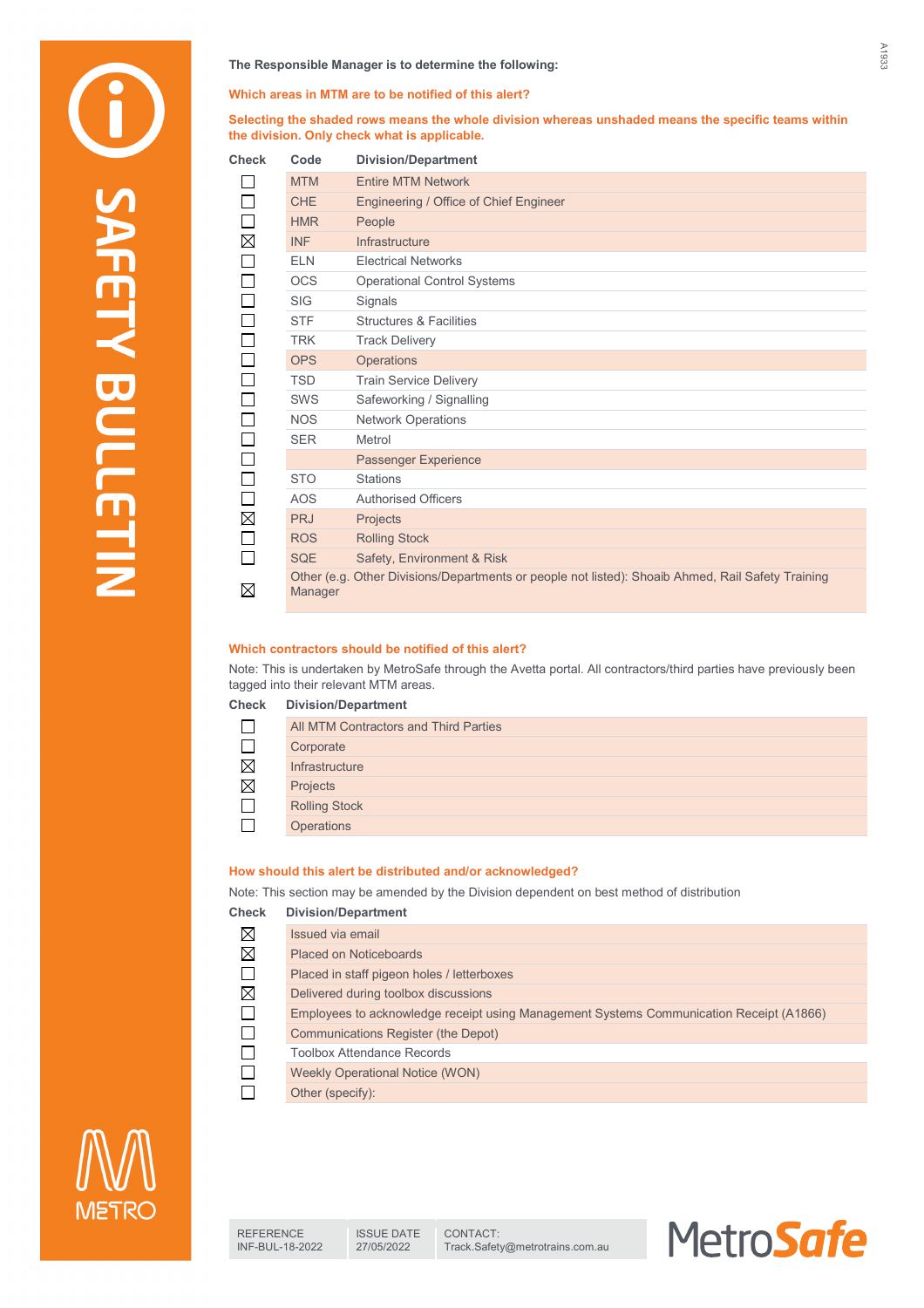**The Responsible Manager is to determine the following:**

**Which areas in MTM are to be notified of this alert?**

**Selecting the shaded rows means the whole division whereas unshaded means the specific teams within the division. Only check what is applicable.**

| Check | Code | Division/Department |
|---|---|---|
| ☐ | MTM | Entire MTM Network |
| ☐ | CHE | Engineering / Office of Chief Engineer |
| ☐ | HMR | People |
| ☒ | INF | Infrastructure |
| ☐ | ELN | Electrical Networks |
| ☐ | OCS | Operational Control Systems |
| ☐ | SIG | Signals |
| ☐ | STF | Structures & Facilities |
| ☐ | TRK | Track Delivery |
| ☐ | OPS | Operations |
| ☐ | TSD | Train Service Delivery |
| ☐ | SWS | Safeworking / Signalling |
| ☐ | NOS | Network Operations |
| ☐ | SER | Metrol |
| ☐ | | Passenger Experience |
| ☐ | STO | Stations |
| ☐ | AOS | Authorised Officers |
| ☒ | PRJ | Projects |
| ☐ | ROS | Rolling Stock |
| ☐ | SQE | Safety, Environment & Risk |
| ☒ | Other (e.g. Other Divisions/Departments or people not listed): Shoaib Ahmed, Rail Safety Training Manager | |

**Which contractors should be notified of this alert?**

Note: This is undertaken by MetroSafe through the Avetta portal. All contractors/third parties have previously been tagged into their relevant MTM areas.

| Check | Division/Department |
|---|---|
| ☐ | All MTM Contractors and Third Parties |
| ☐ | Corporate |
| ☒ | Infrastructure |
| ☒ | Projects |
| ☐ | Rolling Stock |
| ☐ | Operations |

**How should this alert be distributed and/or acknowledged?**

Note: This section may be amended by the Division dependent on best method of distribution

| Check | Division/Department |
|---|---|
| ☒ | Issued via email |
| ☒ | Placed on Noticeboards |
| ☐ | Placed in staff pigeon holes / letterboxes |
| ☒ | Delivered during toolbox discussions |
| ☐ | Employees to acknowledge receipt using Management Systems Communication Receipt (A1866) |
| ☐ | Communications Register (the Depot) |
| ☐ | Toolbox Attendance Records |
| ☐ | Weekly Operational Notice (WON) |
| ☐ | Other (specify): |

| REFERENCE | ISSUE DATE | CONTACT: |
|---|---|---|
| INF-BUL-18-2022 | 27/05/2022 | Track.Safety@metrotrains.com.au |